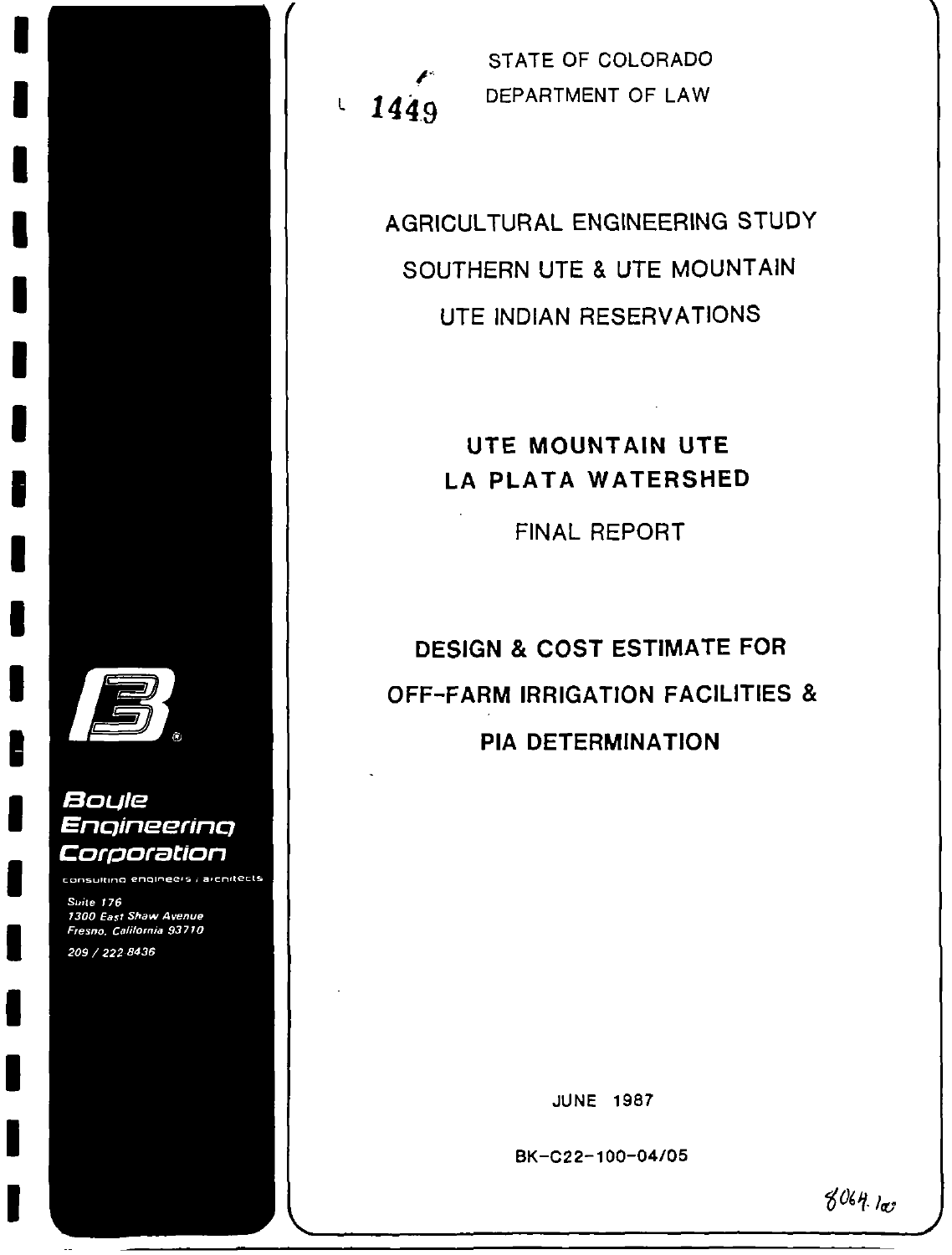STATE OF COLORADO
DEPARTMENT OF LAW

1449

# AGRICULTURAL ENGINEERING STUDY
# SOUTHERN UTE & UTE MOUNTAIN
# UTE INDIAN RESERVATIONS

## UTE MOUNTAIN UTE
## LA PLATA WATERSHED

FINAL REPORT

## DESIGN & COST ESTIMATE FOR
## OFF-FARM IRRIGATION FACILITIES &
## PIA DETERMINATION

**Boyle Engineering Corporation**

consulting engineers / architects

*Suite 176*
*1300 East Shaw Avenue*
*Fresno, California 93710*

*209 / 222 8436*

JUNE 1987

BK-C22-100-04/05

8064.100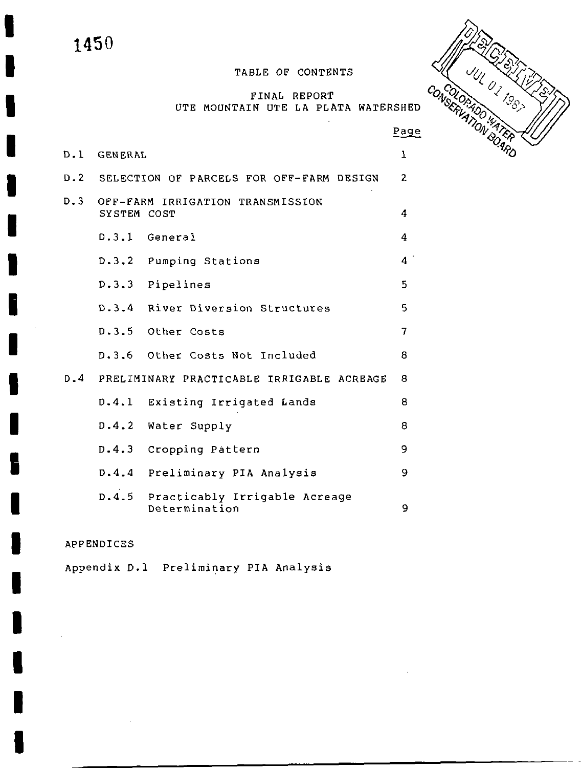1450

# TABLE OF CONTENTS

## FINAL REPORT
## UTE MOUNTAIN UTE LA PLATA WATERSHED

RECEIVED JUL 01 1987 COLORADO WATER CONSERVATION BOARD

| | | Page |
|---|---|---|
| D.1 | GENERAL | 1 |
| D.2 | SELECTION OF PARCELS FOR OFF-FARM DESIGN | 2 |
| D.3 | OFF-FARM IRRIGATION TRANSMISSION SYSTEM COST | 4 |
| | D.3.1 General | 4 |
| | D.3.2 Pumping Stations | 4 |
| | D.3.3 Pipelines | 5 |
| | D.3.4 River Diversion Structures | 5 |
| | D.3.5 Other Costs | 7 |
| | D.3.6 Other Costs Not Included | 8 |
| D.4 | PRELIMINARY PRACTICABLE IRRIGABLE ACREAGE | 8 |
| | D.4.1 Existing Irrigated Lands | 8 |
| | D.4.2 Water Supply | 8 |
| | D.4.3 Cropping Pattern | 9 |
| | D.4.4 Preliminary PIA Analysis | 9 |
| | D.4.5 Practicably Irrigable Acreage Determination | 9 |

APPENDICES

Appendix D.1 Preliminary PIA Analysis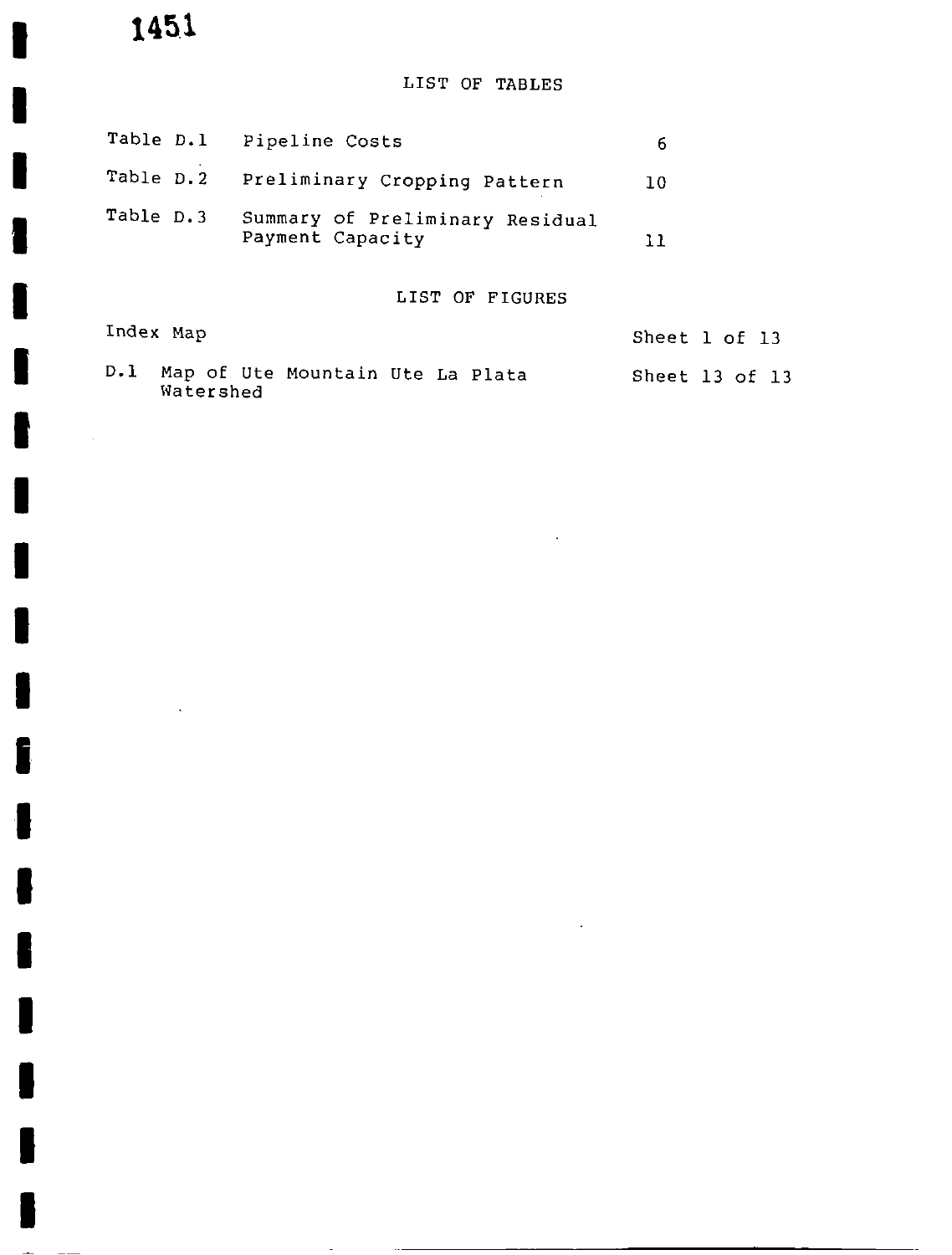## LIST OF TABLES

| | | |
|---|---|---|
| Table D.1 | Pipeline Costs | 6 |
| Table D.2 | Preliminary Cropping Pattern | 10 |
| Table D.3 | Summary of Preliminary Residual Payment Capacity | 11 |

## LIST OF FIGURES

| | |
|---|---|
| Index Map | Sheet 1 of 13 |
| D.1 Map of Ute Mountain Ute La Plata Watershed | Sheet 13 of 13 |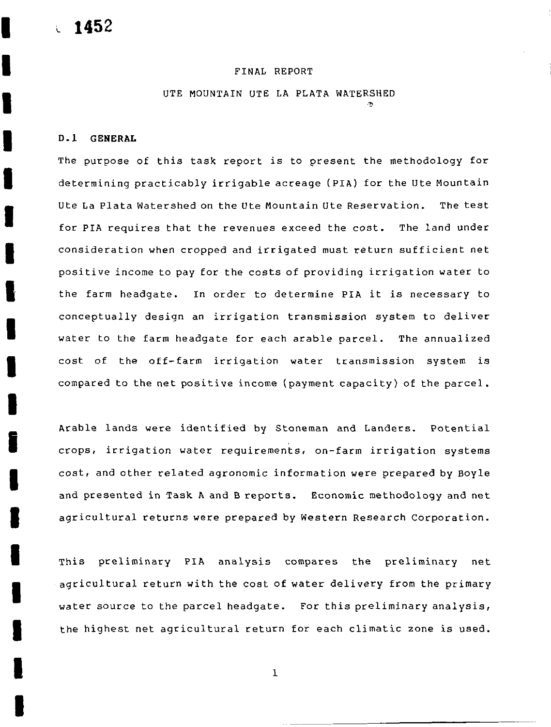# FINAL REPORT

## UTE MOUNTAIN UTE LA PLATA WATERSHED

### D.1 GENERAL

The purpose of this task report is to present the methodology for determining practicably irrigable acreage (PIA) for the Ute Mountain Ute La Plata Watershed on the Ute Mountain Ute Reservation. The test for PIA requires that the revenues exceed the cost. The land under consideration when cropped and irrigated must return sufficient net positive income to pay for the costs of providing irrigation water to the farm headgate. In order to determine PIA it is necessary to conceptually design an irrigation transmission system to deliver water to the farm headgate for each arable parcel. The annualized cost of the off-farm irrigation water transmission system is compared to the net positive income (payment capacity) of the parcel.

Arable lands were identified by Stoneman and Landers. Potential crops, irrigation water requirements, on-farm irrigation systems cost, and other related agronomic information were prepared by Boyle and presented in Task A and B reports. Economic methodology and net agricultural returns were prepared by Western Research Corporation.

This preliminary PIA analysis compares the preliminary net agricultural return with the cost of water delivery from the primary water source to the parcel headgate. For this preliminary analysis, the highest net agricultural return for each climatic zone is used.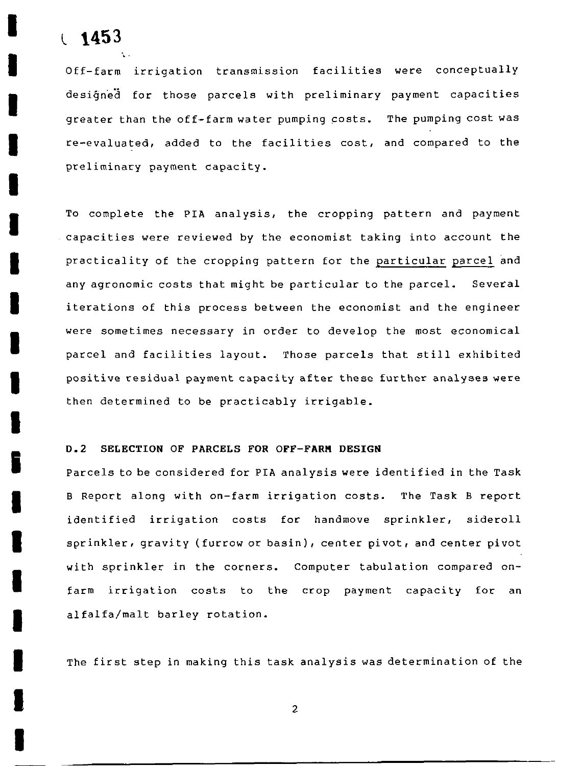Off-farm irrigation transmission facilities were conceptually designed for those parcels with preliminary payment capacities greater than the off-farm water pumping costs. The pumping cost was re-evaluated, added to the facilities cost, and compared to the preliminary payment capacity.

To complete the PIA analysis, the cropping pattern and payment capacities were reviewed by the economist taking into account the practicality of the cropping pattern for the particular parcel and any agronomic costs that might be particular to the parcel. Several iterations of this process between the economist and the engineer were sometimes necessary in order to develop the most economical parcel and facilities layout. Those parcels that still exhibited positive residual payment capacity after these further analyses were then determined to be practicably irrigable.

### D.2 SELECTION OF PARCELS FOR OFF-FARM DESIGN

Parcels to be considered for PIA analysis were identified in the Task B Report along with on-farm irrigation costs. The Task B report identified irrigation costs for handmove sprinkler, sideroll sprinkler, gravity (furrow or basin), center pivot, and center pivot with sprinkler in the corners. Computer tabulation compared on-farm irrigation costs to the crop payment capacity for an alfalfa/malt barley rotation.

The first step in making this task analysis was determination of the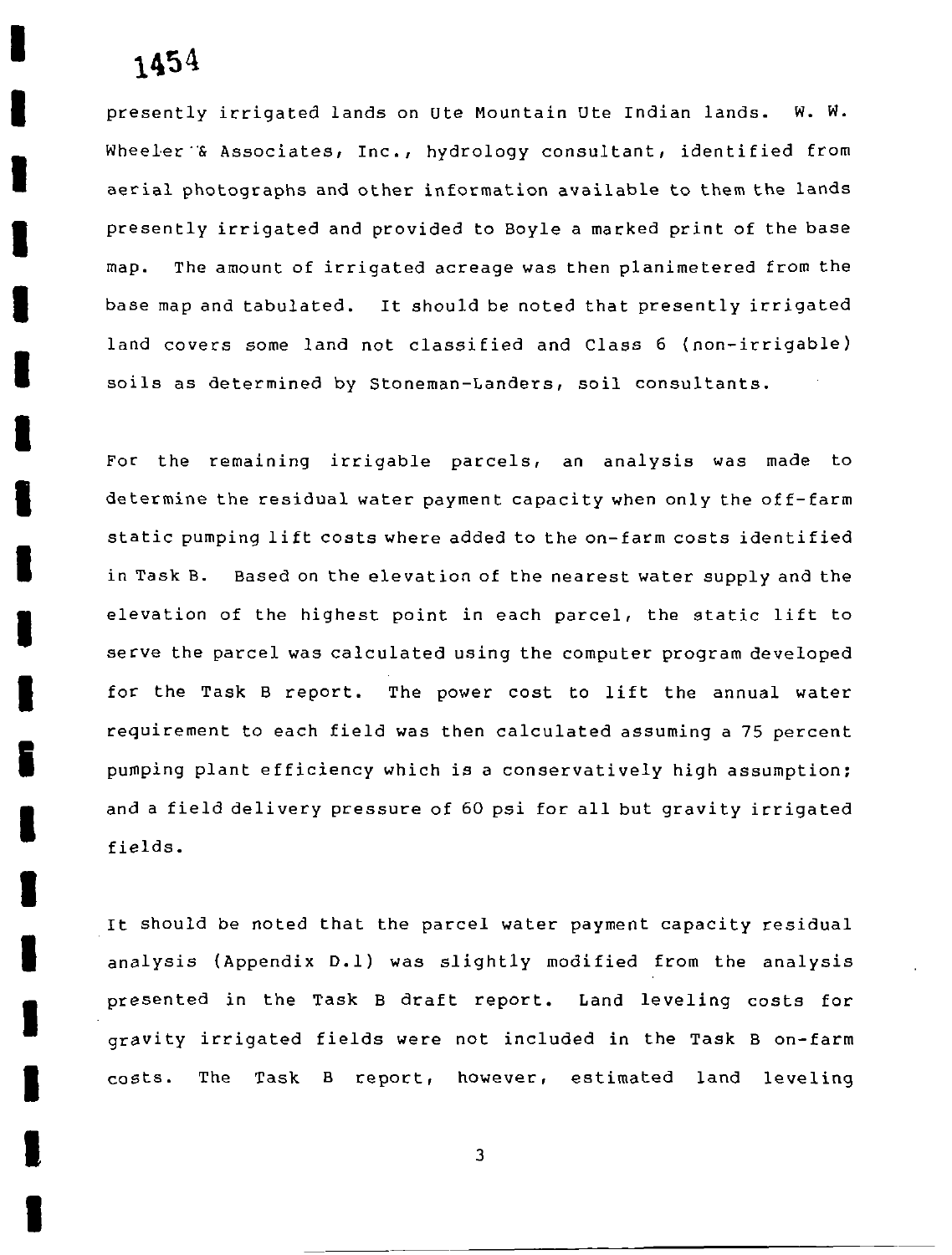presently irrigated lands on Ute Mountain Ute Indian lands. W. W. Wheeler & Associates, Inc., hydrology consultant, identified from aerial photographs and other information available to them the lands presently irrigated and provided to Boyle a marked print of the base map. The amount of irrigated acreage was then planimetered from the base map and tabulated. It should be noted that presently irrigated land covers some land not classified and Class 6 (non-irrigable) soils as determined by Stoneman-Landers, soil consultants.

For the remaining irrigable parcels, an analysis was made to determine the residual water payment capacity when only the off-farm static pumping lift costs where added to the on-farm costs identified in Task B. Based on the elevation of the nearest water supply and the elevation of the highest point in each parcel, the static lift to serve the parcel was calculated using the computer program developed for the Task B report. The power cost to lift the annual water requirement to each field was then calculated assuming a 75 percent pumping plant efficiency which is a conservatively high assumption; and a field delivery pressure of 60 psi for all but gravity irrigated fields.

It should be noted that the parcel water payment capacity residual analysis (Appendix D.1) was slightly modified from the analysis presented in the Task B draft report. Land leveling costs for gravity irrigated fields were not included in the Task B on-farm costs. The Task B report, however, estimated land leveling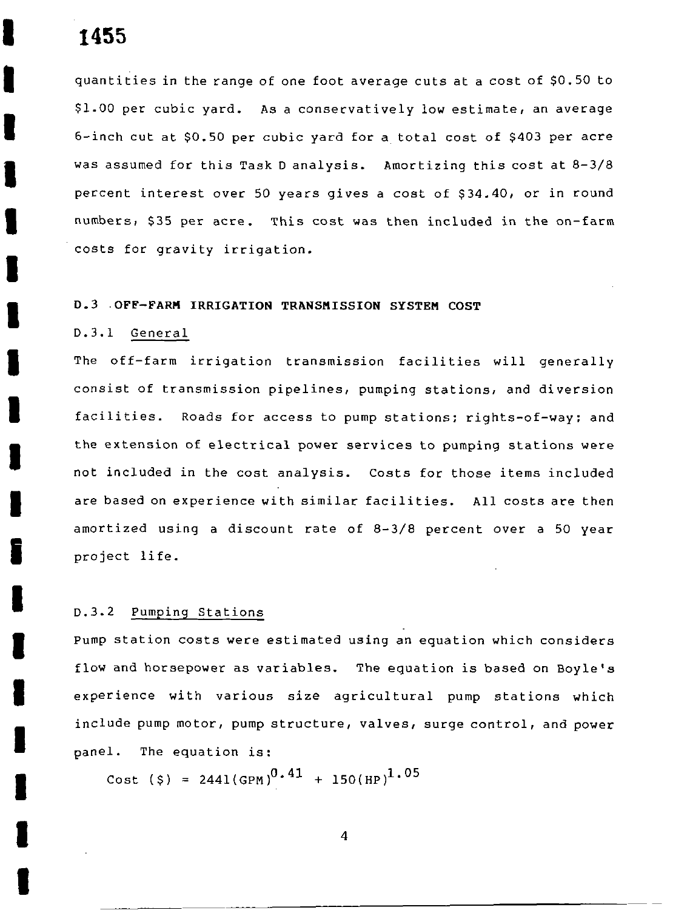quantities in the range of one foot average cuts at a cost of \$0.50 to \$1.00 per cubic yard. As a conservatively low estimate, an average 6-inch cut at \$0.50 per cubic yard for a total cost of \$403 per acre was assumed for this Task D analysis. Amortizing this cost at 8-3/8 percent interest over 50 years gives a cost of \$34.40, or in round numbers, \$35 per acre. This cost was then included in the on-farm costs for gravity irrigation.

### D.3 OFF-FARM IRRIGATION TRANSMISSION SYSTEM COST

#### D.3.1 General

The off-farm irrigation transmission facilities will generally consist of transmission pipelines, pumping stations, and diversion facilities. Roads for access to pump stations; rights-of-way; and the extension of electrical power services to pumping stations were not included in the cost analysis. Costs for those items included are based on experience with similar facilities. All costs are then amortized using a discount rate of 8-3/8 percent over a 50 year project life.

#### D.3.2 Pumping Stations

Pump station costs were estimated using an equation which considers flow and horsepower as variables. The equation is based on Boyle's experience with various size agricultural pump stations which include pump motor, pump structure, valves, surge control, and power panel. The equation is:

$$\text{Cost (\$)} = 2441(\text{GPM})^{0.41} + 150(\text{HP})^{1.05}$$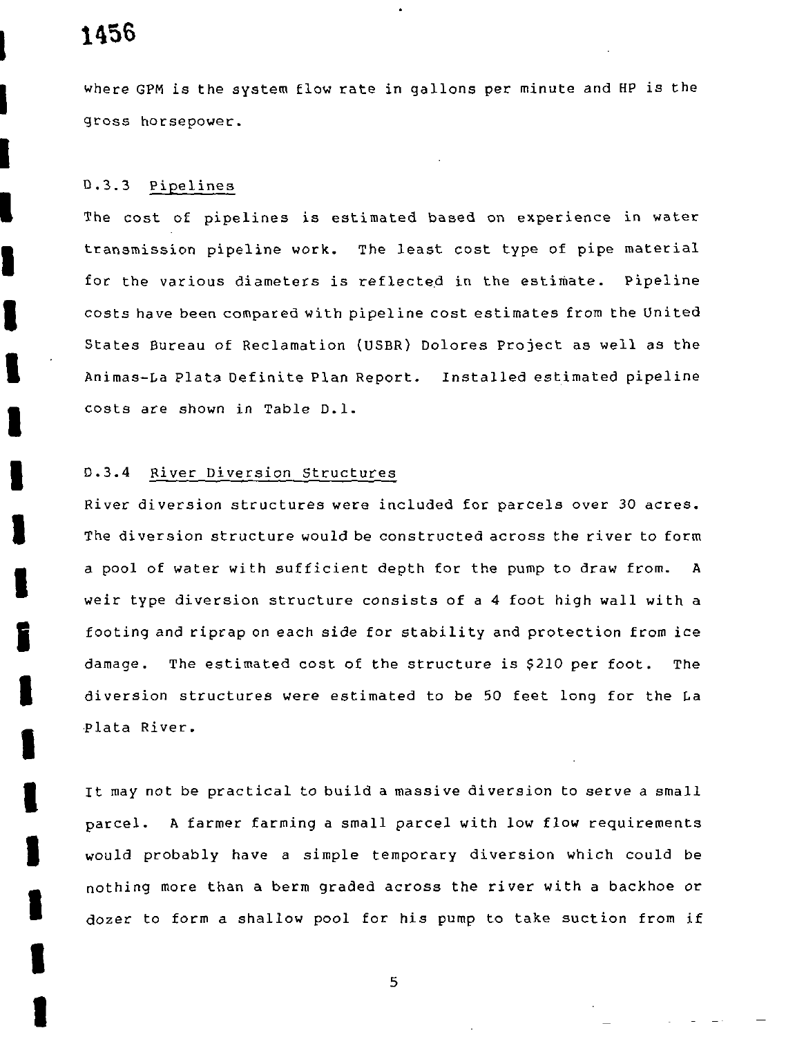where GPM is the system flow rate in gallons per minute and HP is the gross horsepower.

### D.3.3 Pipelines

The cost of pipelines is estimated based on experience in water transmission pipeline work. The least cost type of pipe material for the various diameters is reflected in the estimate. Pipeline costs have been compared with pipeline cost estimates from the United States Bureau of Reclamation (USBR) Dolores Project as well as the Animas-La Plata Definite Plan Report. Installed estimated pipeline costs are shown in Table D.1.

### D.3.4 River Diversion Structures

River diversion structures were included for parcels over 30 acres. The diversion structure would be constructed across the river to form a pool of water with sufficient depth for the pump to draw from. A weir type diversion structure consists of a 4 foot high wall with a footing and riprap on each side for stability and protection from ice damage. The estimated cost of the structure is $210 per foot. The diversion structures were estimated to be 50 feet long for the La Plata River.

It may not be practical to build a massive diversion to serve a small parcel. A farmer farming a small parcel with low flow requirements would probably have a simple temporary diversion which could be nothing more than a berm graded across the river with a backhoe or dozer to form a shallow pool for his pump to take suction from if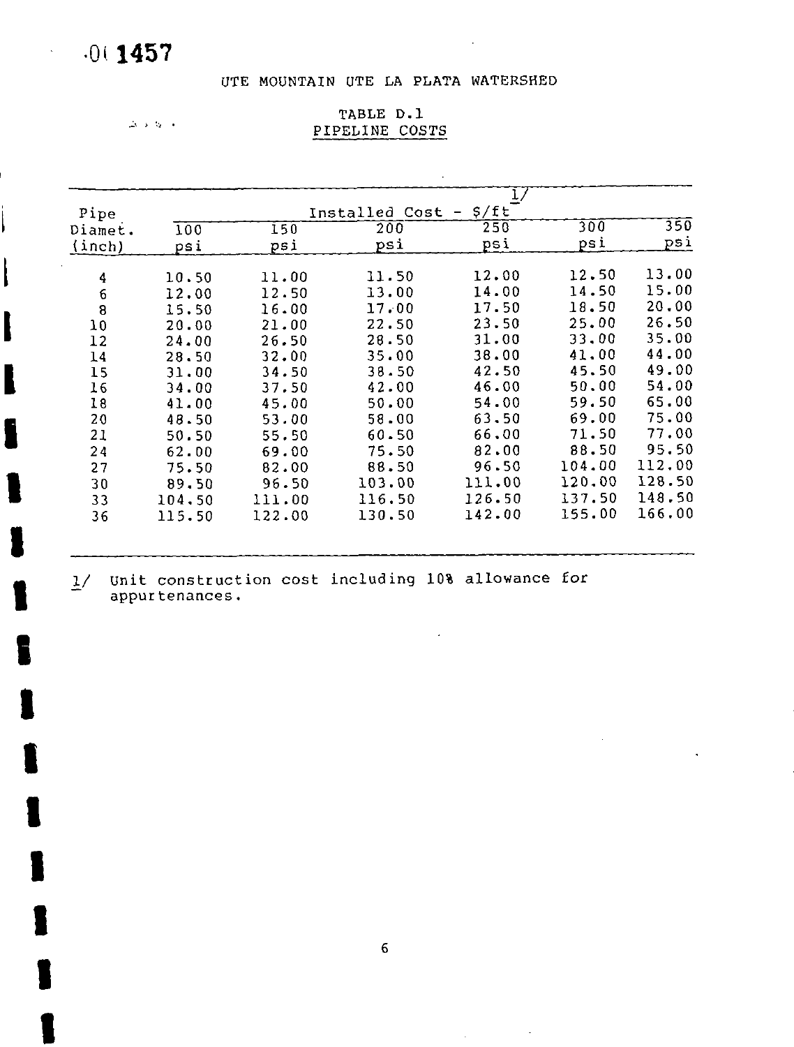·01 1457

UTE MOUNTAIN UTE LA PLATA WATERSHED

## TABLE D.1
## PIPELINE COSTS

| Pipe Diamet. (inch) | Installed Cost - $/ft [1/] | | | | | |
|---|---|---|---|---|---|---|
| | 100 psi | 150 psi | 200 psi | 250 psi | 300 psi | 350 psi |
| 4 | 10.50 | 11.00 | 11.50 | 12.00 | 12.50 | 13.00 |
| 6 | 12.00 | 12.50 | 13.00 | 14.00 | 14.50 | 15.00 |
| 8 | 15.50 | 16.00 | 17.00 | 17.50 | 18.50 | 20.00 |
| 10 | 20.00 | 21.00 | 22.50 | 23.50 | 25.00 | 26.50 |
| 12 | 24.00 | 26.50 | 28.50 | 31.00 | 33.00 | 35.00 |
| 14 | 28.50 | 32.00 | 35.00 | 38.00 | 41.00 | 44.00 |
| 15 | 31.00 | 34.50 | 38.50 | 42.50 | 45.50 | 49.00 |
| 16 | 34.00 | 37.50 | 42.00 | 46.00 | 50.00 | 54.00 |
| 18 | 41.00 | 45.00 | 50.00 | 54.00 | 59.50 | 65.00 |
| 20 | 48.50 | 53.00 | 58.00 | 63.50 | 69.00 | 75.00 |
| 21 | 50.50 | 55.50 | 60.50 | 66.00 | 71.50 | 77.00 |
| 24 | 62.00 | 69.00 | 75.50 | 82.00 | 88.50 | 95.50 |
| 27 | 75.50 | 82.00 | 88.50 | 96.50 | 104.00 | 112.00 |
| 30 | 89.50 | 96.50 | 103.00 | 111.00 | 120.00 | 128.50 |
| 33 | 104.50 | 111.00 | 116.50 | 126.50 | 137.50 | 148.50 |
| 36 | 115.50 | 122.00 | 130.50 | 142.00 | 155.00 | 166.00 |

1/ Unit construction cost including 10% allowance for appurtenances.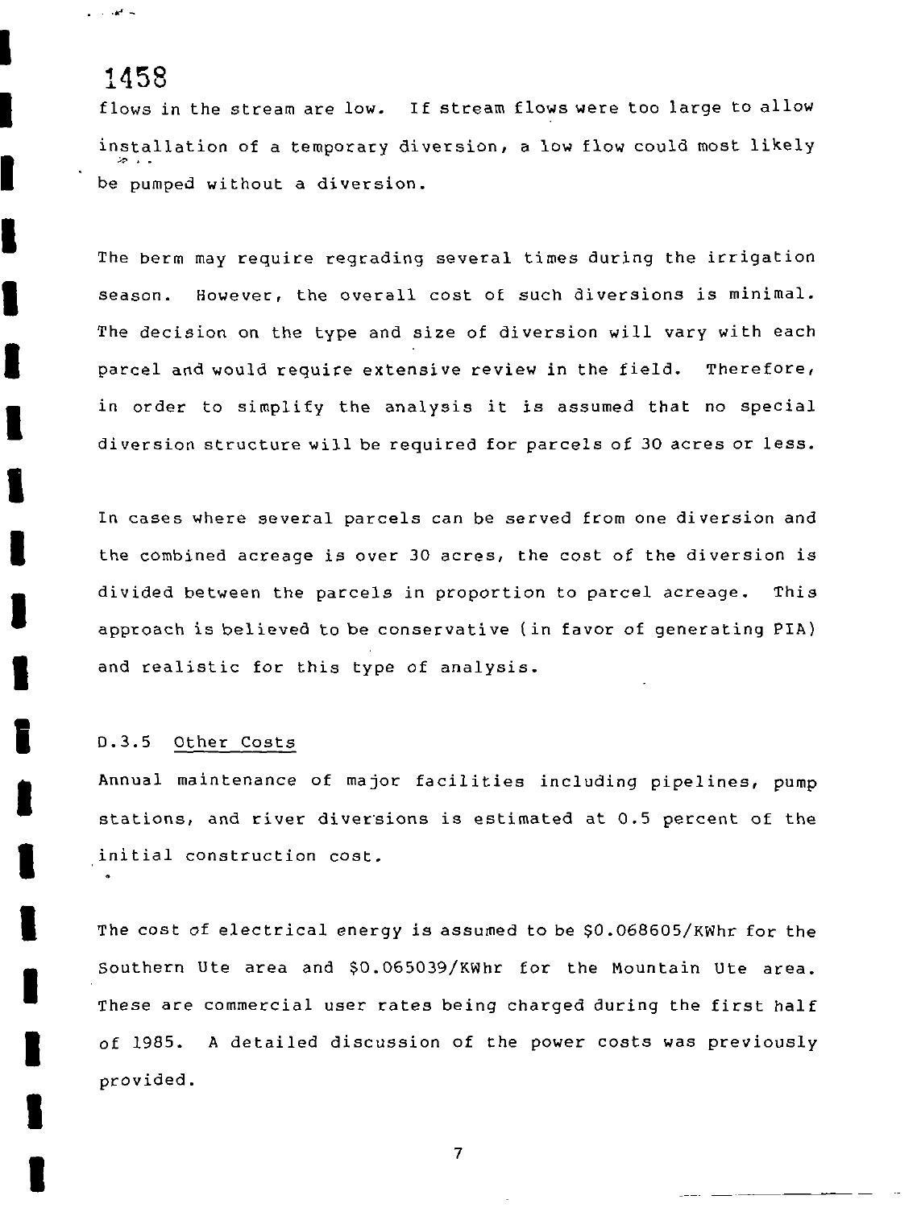flows in the stream are low. If stream flows were too large to allow installation of a temporary diversion, a low flow could most likely be pumped without a diversion.

The berm may require regrading several times during the irrigation season. However, the overall cost of such diversions is minimal. The decision on the type and size of diversion will vary with each parcel and would require extensive review in the field. Therefore, in order to simplify the analysis it is assumed that no special diversion structure will be required for parcels of 30 acres or less.

In cases where several parcels can be served from one diversion and the combined acreage is over 30 acres, the cost of the diversion is divided between the parcels in proportion to parcel acreage. This approach is believed to be conservative (in favor of generating PIA) and realistic for this type of analysis.

### D.3.5 Other Costs

Annual maintenance of major facilities including pipelines, pump stations, and river diversions is estimated at 0.5 percent of the initial construction cost.

The cost of electrical energy is assumed to be $0.068605/KWhr for the Southern Ute area and $0.065039/KWhr for the Mountain Ute area. These are commercial user rates being charged during the first half of 1985. A detailed discussion of the power costs was previously provided.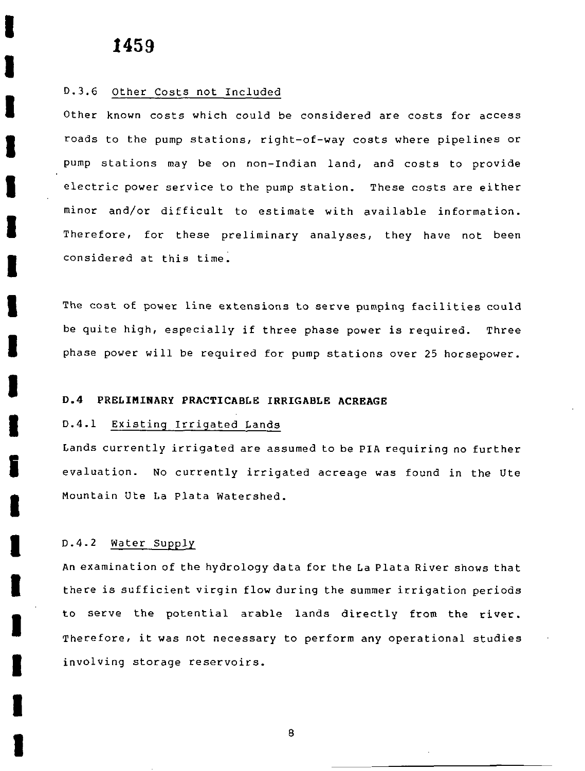D.3.6 Other Costs not Included

Other known costs which could be considered are costs for access roads to the pump stations, right-of-way costs where pipelines or pump stations may be on non-Indian land, and costs to provide electric power service to the pump station. These costs are either minor and/or difficult to estimate with available information. Therefore, for these preliminary analyses, they have not been considered at this time.

The cost of power line extensions to serve pumping facilities could be quite high, especially if three phase power is required. Three phase power will be required for pump stations over 25 horsepower.

## D.4 PRELIMINARY PRACTICABLE IRRIGABLE ACREAGE

### D.4.1 Existing Irrigated Lands

Lands currently irrigated are assumed to be PIA requiring no further evaluation. No currently irrigated acreage was found in the Ute Mountain Ute La Plata Watershed.

### D.4.2 Water Supply

An examination of the hydrology data for the La Plata River shows that there is sufficient virgin flow during the summer irrigation periods to serve the potential arable lands directly from the river. Therefore, it was not necessary to perform any operational studies involving storage reservoirs.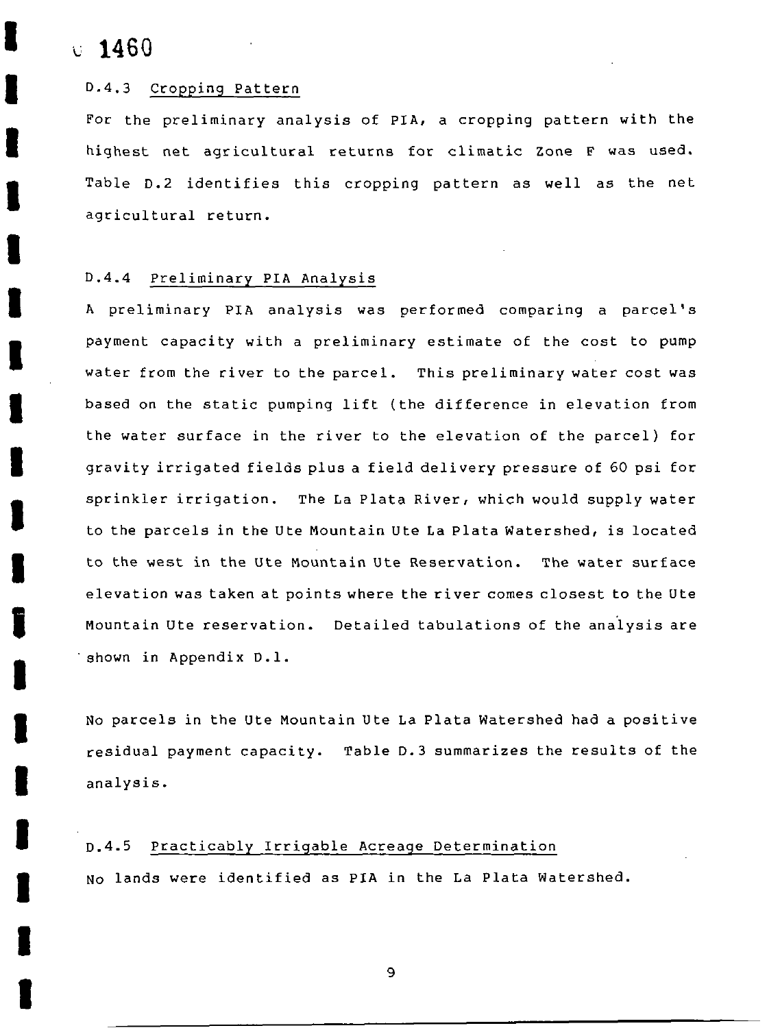### D.4.3 Cropping Pattern

For the preliminary analysis of PIA, a cropping pattern with the highest net agricultural returns for climatic Zone F was used. Table D.2 identifies this cropping pattern as well as the net agricultural return.

### D.4.4 Preliminary PIA Analysis

A preliminary PIA analysis was performed comparing a parcel's payment capacity with a preliminary estimate of the cost to pump water from the river to the parcel. This preliminary water cost was based on the static pumping lift (the difference in elevation from the water surface in the river to the elevation of the parcel) for gravity irrigated fields plus a field delivery pressure of 60 psi for sprinkler irrigation. The La Plata River, which would supply water to the parcels in the Ute Mountain Ute La Plata Watershed, is located to the west in the Ute Mountain Ute Reservation. The water surface elevation was taken at points where the river comes closest to the Ute Mountain Ute reservation. Detailed tabulations of the analysis are shown in Appendix D.1.

No parcels in the Ute Mountain Ute La Plata Watershed had a positive residual payment capacity. Table D.3 summarizes the results of the analysis.

### D.4.5 Practicably Irrigable Acreage Determination

No lands were identified as PIA in the La Plata Watershed.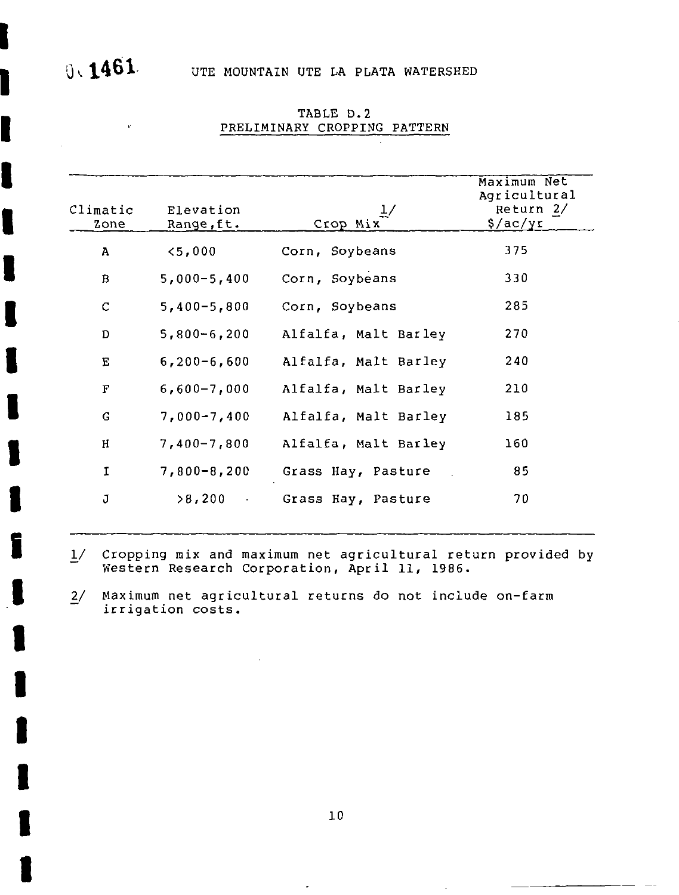UTE MOUNTAIN UTE LA PLATA WATERSHED

## TABLE D.2
## PRELIMINARY CROPPING PATTERN

| Climatic Zone | Elevation Range, ft. | Crop Mix 1/ | Maximum Net Agricultural Return 2/ $/ac/yr |
|---|---|---|---|
| A | <5,000 | Corn, Soybeans | 375 |
| B | 5,000-5,400 | Corn, Soybeans | 330 |
| C | 5,400-5,800 | Corn, Soybeans | 285 |
| D | 5,800-6,200 | Alfalfa, Malt Barley | 270 |
| E | 6,200-6,600 | Alfalfa, Malt Barley | 240 |
| F | 6,600-7,000 | Alfalfa, Malt Barley | 210 |
| G | 7,000-7,400 | Alfalfa, Malt Barley | 185 |
| H | 7,400-7,800 | Alfalfa, Malt Barley | 160 |
| I | 7,800-8,200 | Grass Hay, Pasture | 85 |
| J | >8,200 | Grass Hay, Pasture | 70 |

1/ Cropping mix and maximum net agricultural return provided by Western Research Corporation, April 11, 1986.

2/ Maximum net agricultural returns do not include on-farm irrigation costs.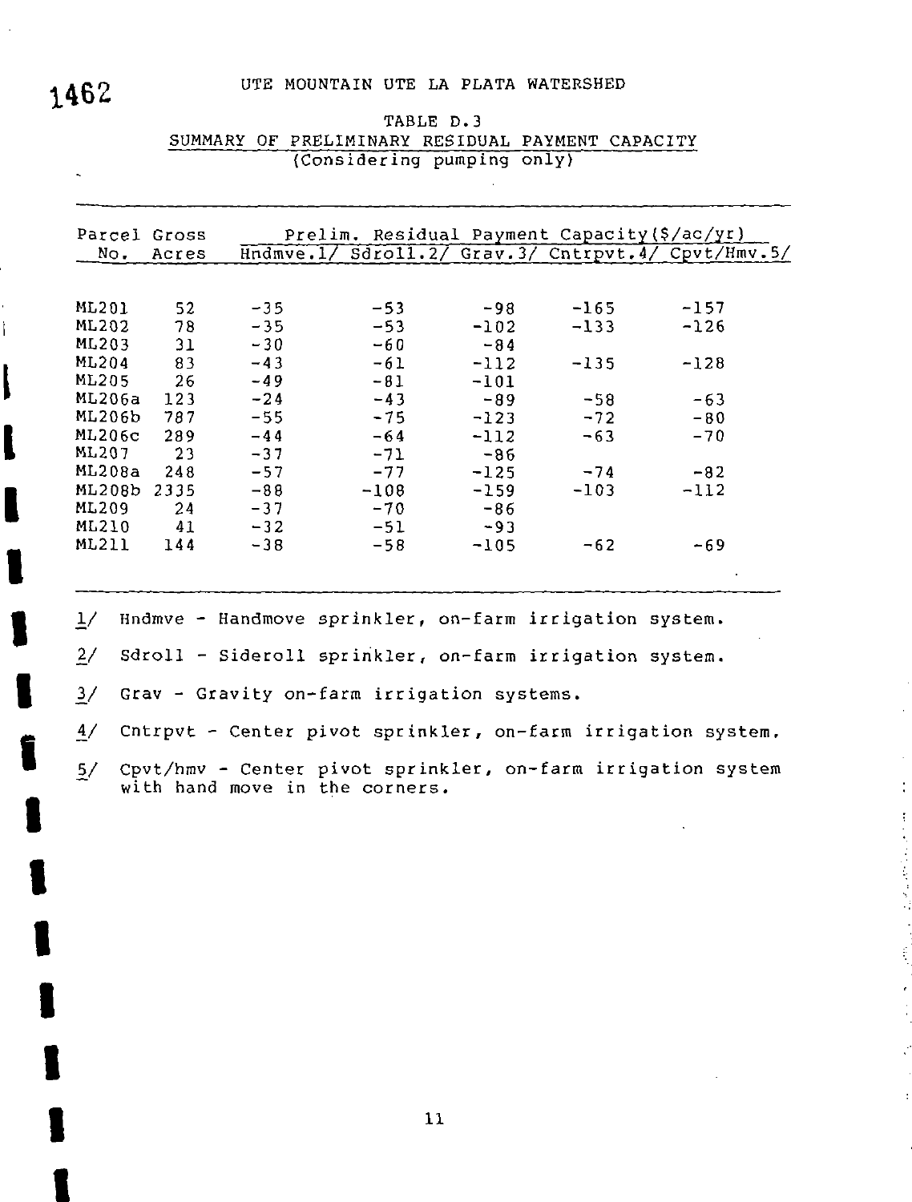UTE MOUNTAIN UTE LA PLATA WATERSHED

TABLE D.3

SUMMARY OF PRELIMINARY RESIDUAL PAYMENT CAPACITY

(Considering pumping only)

| Parcel No. | Gross Acres | Prelim. Residual Payment Capacity($/ac/yr) | | | | |
|---|---|---|---|---|---|---|
| | | Hndmve.1/ | Sdroll.2/ | Grav.3/ | Cntrpvt.4/ | Cpvt/Hmv.5/ |
| ML201 | 52 | -35 | -53 | -98 | -165 | -157 |
| ML202 | 78 | -35 | -53 | -102 | -133 | -126 |
| ML203 | 31 | -30 | -60 | -84 | | |
| ML204 | 83 | -43 | -61 | -112 | -135 | -128 |
| ML205 | 26 | -49 | -81 | -101 | | |
| ML206a | 123 | -24 | -43 | -89 | -58 | -63 |
| ML206b | 787 | -55 | -75 | -123 | -72 | -80 |
| ML206c | 289 | -44 | -64 | -112 | -63 | -70 |
| ML207 | 23 | -37 | -71 | -86 | | |
| ML208a | 248 | -57 | -77 | -125 | -74 | -82 |
| ML208b | 2335 | -88 | -108 | -159 | -103 | -112 |
| ML209 | 24 | -37 | -70 | -86 | | |
| ML210 | 41 | -32 | -51 | -93 | | |
| ML211 | 144 | -38 | -58 | -105 | -62 | -69 |

1/ Hndmve - Handmove sprinkler, on-farm irrigation system.

2/ Sdroll - Sideroll sprinkler, on-farm irrigation system.

3/ Grav - Gravity on-farm irrigation systems.

4/ Cntrpvt - Center pivot sprinkler, on-farm irrigation system.

5/ Cpvt/hmv - Center pivot sprinkler, on-farm irrigation system with hand move in the corners.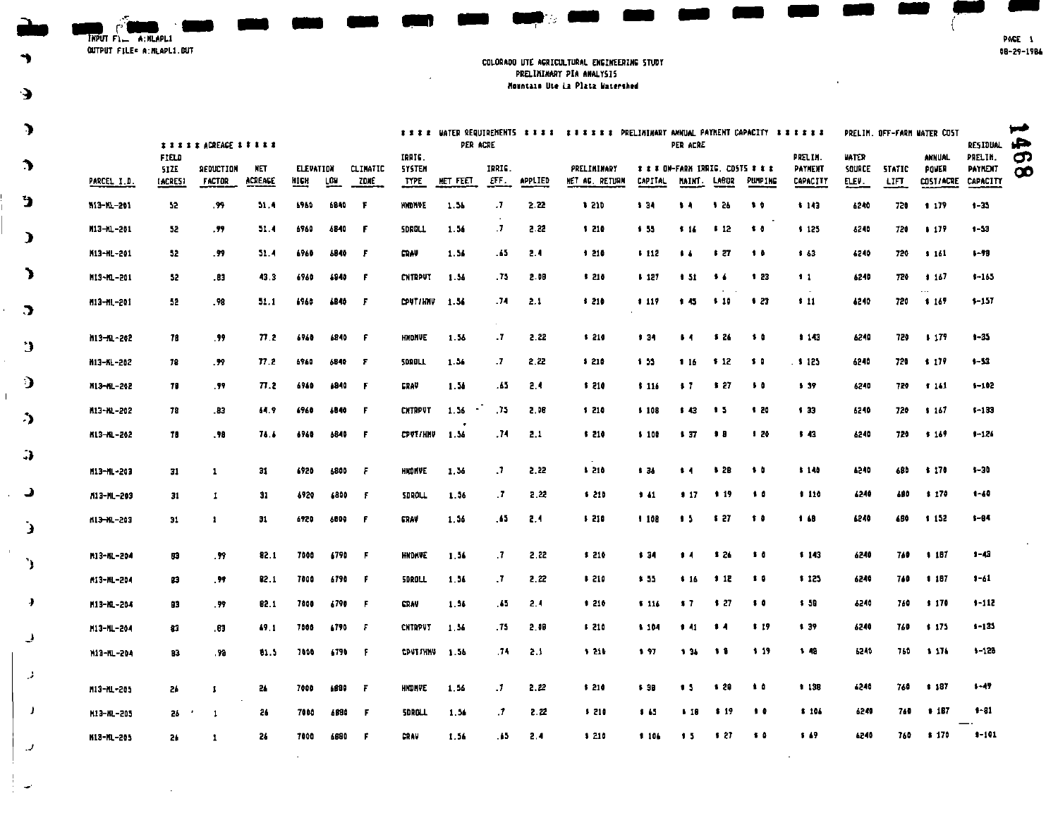INPUT FILE A:MLAPL1
OUTPUT FILE= A:MLAPL1.OUT

## COLORADO UTE AGRICULTURAL ENGINEERING STUDY
### PRELIMINARY PIA ANALYSIS
### Mountain Ute La Plata Watershed

1468

| PARCEL I.D. | ***** ACREAGE ***** FIELD SIZE (ACRES) | REDUCTION FACTOR | NET ACREAGE | ELEVATION HIGH | LOW | CLIMATIC ZONE | **** WATER REQUIREMENTS **** PER ACRE IRRIG. SYSTEM TYPE | NET FEET | IRRIG. EFF. | APPLIED | ****** PRELIMINARY ANNUAL PAYMENT CAPACITY ****** PER ACRE PRELIMINARY NET AG. RETURN | *** ON-FARM IRRIG. COSTS *** CAPITAL | MAINT. | LABOR | PUMPING | PRELIM. PAYMENT CAPACITY | PRELIM. OFF-FARM WATER COST WATER SOURCE ELEV. | STATIC LIFT | ANNUAL POWER COST/ACRE | RESIDUAL PRELIM. PAYMENT CAPACITY |
|---|---|---|---|---|---|---|---|---|---|---|---|---|---|---|---|---|---|---|---|---|
| M13-ML-201 | 52 | .99 | 51.4 | 6960 | 6840 | F | HNDMVE | 1.56 | .7 | 2.22 | $ 210 | $ 34 | $ 4 | $ 26 | $ 0 | $ 143 | 6240 | 720 | $ 179 | $-35 |
| M13-ML-201 | 52 | .99 | 51.4 | 6960 | 6840 | F | SDROLL | 1.56 | .7 | 2.22 | $ 210 | $ 55 | $ 16 | $ 12 | $ 0 | $ 125 | 6240 | 720 | $ 179 | $-53 |
| M13-ML-201 | 52 | .99 | 51.4 | 6960 | 6840 | F | GRAV | 1.56 | .65 | 2.4 | $ 210 | $ 112 | $ 6 | $ 27 | $ 0 | $ 63 | 6240 | 720 | $ 161 | $-98 |
| M13-ML-201 | 52 | .83 | 43.3 | 6960 | 6840 | F | CNTRPVT | 1.56 | .75 | 2.08 | $ 210 | $ 127 | $ 51 | $ 6 | $ 23 | $ 1 | 6240 | 720 | $ 167 | $-165 |
| M13-ML-201 | 52 | .98 | 51.1 | 6960 | 6840 | F | CPVT/HMV | 1.56 | .74 | 2.1 | $ 210 | $ 119 | $ 45 | $ 10 | $ 23 | $ 11 | 6240 | 720 | $ 169 | $-157 |
| M13-ML-202 | 78 | .99 | 77.2 | 6960 | 6840 | F | HNDMVE | 1.56 | .7 | 2.22 | $ 210 | $ 34 | $ 4 | $ 26 | $ 0 | $ 143 | 6240 | 720 | $ 179 | $-35 |
| M13-ML-202 | 78 | .99 | 77.2 | 6960 | 6840 | F | SDROLL | 1.56 | .7 | 2.22 | $ 210 | $ 55 | $ 16 | $ 12 | $ 0 | $ 125 | 6240 | 720 | $ 179 | $-53 |
| M13-ML-202 | 78 | .99 | 77.2 | 6960 | 6840 | F | GRAV | 1.56 | .65 | 2.4 | $ 210 | $ 116 | $ 7 | $ 27 | $ 0 | $ 59 | 6240 | 720 | $ 161 | $-102 |
| M13-ML-202 | 78 | .83 | 64.9 | 6960 | 6840 | F | CNTRPVT | 1.56 | .75 | 2.08 | $ 210 | $ 108 | $ 43 | $ 5 | $ 20 | $ 33 | 6240 | 720 | $ 167 | $-133 |
| M13-ML-202 | 78 | .98 | 76.6 | 6960 | 6840 | F | CPVT/HMV | 1.56 | .74 | 2.1 | $ 210 | $ 100 | $ 37 | $ 8 | $ 20 | $ 43 | 6240 | 720 | $ 169 | $-126 |
| M13-ML-203 | 31 | 1 | 31 | 6920 | 6800 | F | HNDMVE | 1.56 | .7 | 2.22 | $ 210 | $ 36 | $ 4 | $ 28 | $ 0 | $ 140 | 6240 | 680 | $ 170 | $-30 |
| M13-ML-203 | 31 | 1 | 31 | 6920 | 6800 | F | SDROLL | 1.56 | .7 | 2.22 | $ 210 | $ 61 | $ 17 | $ 19 | $ 0 | $ 110 | 6240 | 680 | $ 170 | $-60 |
| M13-ML-203 | 31 | 1 | 31 | 6920 | 6800 | F | GRAV | 1.56 | .65 | 2.4 | $ 210 | $ 108 | $ 5 | $ 27 | $ 0 | $ 68 | 6240 | 680 | $ 152 | $-84 |
| M13-ML-204 | 83 | .99 | 82.1 | 7000 | 6790 | F | HNDMVE | 1.56 | .7 | 2.22 | $ 210 | $ 34 | $ 4 | $ 26 | $ 0 | $ 143 | 6240 | 760 | $ 187 | $-43 |
| M13-ML-204 | 83 | .99 | 82.1 | 7000 | 6790 | F | SDROLL | 1.56 | .7 | 2.22 | $ 210 | $ 55 | $ 16 | $ 12 | $ 0 | $ 125 | 6240 | 760 | $ 187 | $-61 |
| M13-ML-204 | 83 | .99 | 82.1 | 7000 | 6790 | F | GRAV | 1.56 | .65 | 2.4 | $ 210 | $ 116 | $ 7 | $ 27 | $ 0 | $ 58 | 6240 | 760 | $ 170 | $-112 |
| M13-ML-204 | 83 | .83 | 69.1 | 7000 | 6790 | F | CNTRPVT | 1.56 | .75 | 2.08 | $ 210 | $ 104 | $ 41 | $ 4 | $ 19 | $ 39 | 6240 | 760 | $ 175 | $-135 |
| M13-ML-204 | 83 | .98 | 81.5 | 7000 | 6790 | F | CPVT/HMV | 1.56 | .74 | 2.1 | $ 210 | $ 97 | $ 36 | $ 8 | $ 19 | $ 48 | 6240 | 760 | $ 176 | $-128 |
| M13-ML-205 | 26 | 1 | 26 | 7000 | 6880 | F | HNDMVE | 1.56 | .7 | 2.22 | $ 210 | $ 38 | $ 5 | $ 28 | $ 0 | $ 138 | 6240 | 760 | $ 187 | $-49 |
| M13-ML-205 | 26 | 1 | 26 | 7000 | 6880 | F | SDROLL | 1.56 | .7 | 2.22 | $ 210 | $ 65 | $ 18 | $ 19 | $ 0 | $ 106 | 6240 | 760 | $ 187 | $-81 |
| M13-ML-205 | 26 | 1 | 26 | 7000 | 6880 | F | GRAV | 1.56 | .65 | 2.4 | $ 210 | $ 106 | $ 5 | $ 27 | $ 0 | $ 69 | 6240 | 760 | $ 170 | $-101 |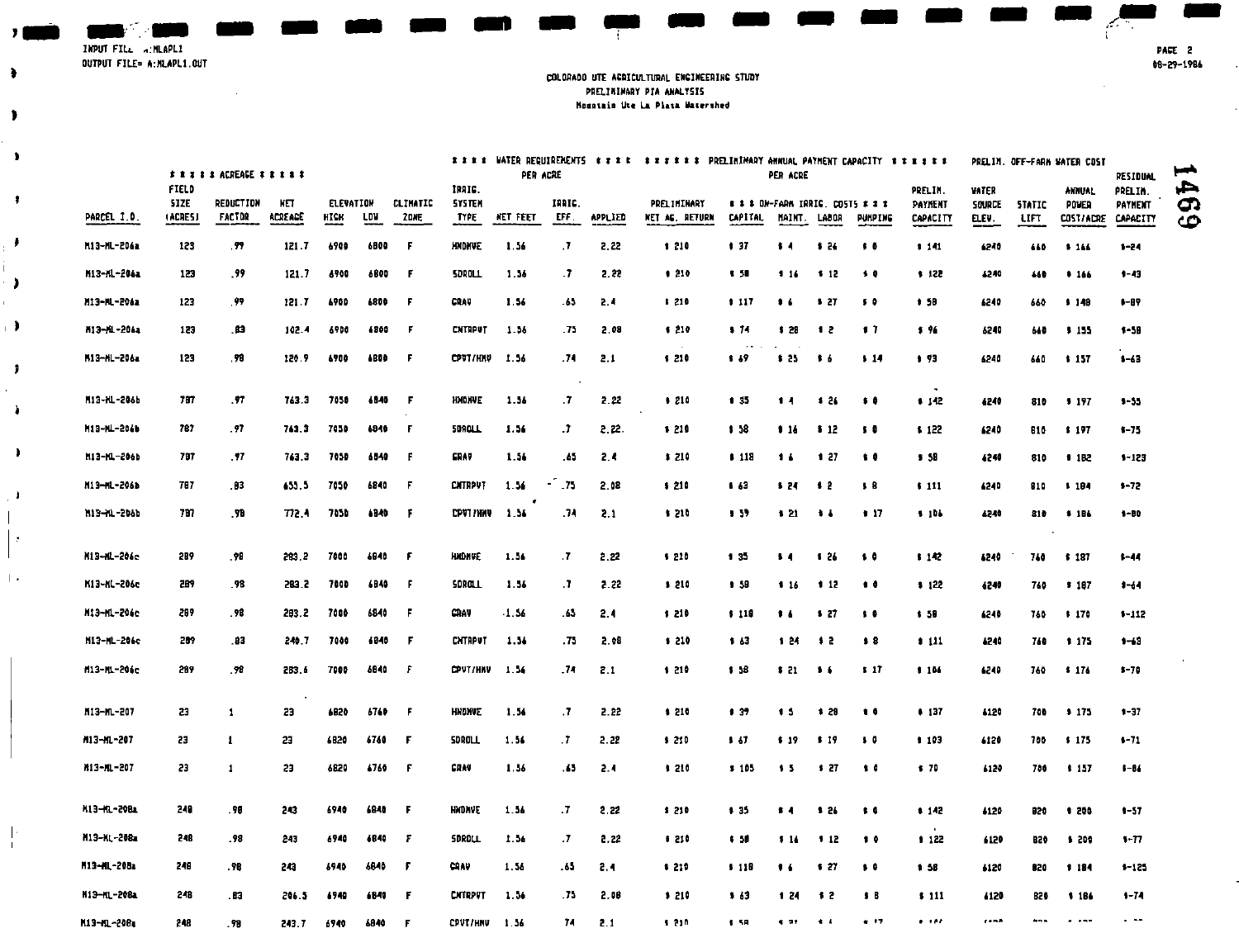INPUT FILE= A:MLAPL1
OUTPUT FILE= A:MLAPL1.OUT

PAGE 2
08-29-1986

COLORADO UTE AGRICULTURAL ENGINEERING STUDY
PRELIMINARY PIA ANALYSIS
Mountain Ute La Plata Watershed

1469

| | * * * * * ACREAGE * * * * * | | | | | | * * * * WATER REQUIREMENTS * * * * PER ACRE | | | | * * * * * * PRELIMINARY ANNUAL PAYMENT CAPACITY * * * * * * PER ACRE | | | | | | PRELIM. OFF-FARM WATER COST | | | |
|---|---|---|---|---|---|---|---|---|---|---|---|---|---|---|---|---|---|---|---|---|
| PARCEL I.D. | FIELD SIZE (ACRES) | REDUCTION FACTOR | NET ACREAGE | ELEVATION HIGH | ELEVATION LOW | CLIMATIC ZONE | IRRIG. SYSTEM TYPE | NET FEET | IRRIG. EFF. | APPLIED | PRELIMINARY NET AG. RETURN | * * * ON-FARM IRRIG. COSTS * * * CAPITAL | MAINT. | LABOR | PUMPING | PRELIM. PAYMENT CAPACITY | WATER SOURCE ELEV. | STATIC LIFT | ANNUAL POWER COST/ACRE | RESIDUAL PRELIM. PAYMENT CAPACITY |
| M13-ML-206a | 123 | .99 | 121.7 | 6900 | 6800 | F | HNDMVE | 1.56 | .7 | 2.22 | $ 210 | $ 37 | $ 4 | $ 26 | $ 0 | $ 141 | 6240 | 660 | $ 166 | $-24 |
| M13-ML-206a | 123 | .99 | 121.7 | 6900 | 6800 | F | SDROLL | 1.56 | .7 | 2.22 | $ 210 | $ 58 | $ 16 | $ 12 | $ 0 | $ 122 | 6240 | 660 | $ 166 | $-43 |
| M13-ML-206a | 123 | .99 | 121.7 | 6900 | 6800 | F | GRAV | 1.56 | .65 | 2.4 | $ 210 | $ 117 | $ 6 | $ 27 | $ 0 | $ 58 | 6240 | 660 | $ 148 | $-89 |
| M13-ML-206a | 123 | .83 | 102.4 | 6900 | 6800 | F | CNTRPVT | 1.56 | .75 | 2.08 | $ 210 | $ 74 | $ 28 | $ 2 | $ 7 | $ 96 | 6240 | 660 | $ 155 | $-58 |
| M13-ML-206a | 123 | .98 | 120.9 | 6900 | 6800 | F | CPVT/HMV | 1.56 | .74 | 2.1 | $ 210 | $ 69 | $ 25 | $ 6 | $ 14 | $ 93 | 6240 | 660 | $ 157 | $-63 |
| M13-ML-206b | 787 | .97 | 763.3 | 7050 | 6840 | F | HNDMVE | 1.56 | .7 | 2.22 | $ 210 | $ 35 | $ 4 | $ 26 | $ 0 | $ 142 | 6240 | 810 | $ 197 | $-55 |
| M13-ML-206b | 787 | .97 | 763.3 | 7050 | 6840 | F | SDROLL | 1.56 | .7 | 2.22 | $ 210 | $ 58 | $ 16 | $ 12 | $ 0 | $ 122 | 6240 | 810 | $ 197 | $-75 |
| M13-ML-206b | 787 | .97 | 763.3 | 7050 | 6840 | F | GRAV | 1.56 | .65 | 2.4 | $ 210 | $ 118 | $ 6 | $ 27 | $ 0 | $ 58 | 6240 | 810 | $ 182 | $-123 |
| M13-ML-206b | 787 | .83 | 653.5 | 7050 | 6840 | F | CNTRPVT | 1.56 | .75 | 2.08 | $ 210 | $ 63 | $ 24 | $ 2 | $ 8 | $ 111 | 6240 | 810 | $ 184 | $-72 |
| M13-ML-206b | 787 | .98 | 772.4 | 7050 | 6840 | F | CPVT/HMV | 1.56 | .74 | 2.1 | $ 210 | $ 59 | $ 21 | $ 6 | $ 17 | $ 106 | 6240 | 810 | $ 186 | $-80 |
| M13-ML-206c | 289 | .98 | 283.2 | 7000 | 6840 | F | HNDMVE | 1.56 | .7 | 2.22 | $ 210 | $ 35 | $ 4 | $ 26 | $ 0 | $ 142 | 6240 | 760 | $ 187 | $-44 |
| M13-ML-206c | 289 | .98 | 283.2 | 7000 | 6840 | F | SDROLL | 1.56 | .7 | 2.22 | $ 210 | $ 58 | $ 16 | $ 12 | $ 0 | $ 122 | 6240 | 760 | $ 187 | $-64 |
| M13-ML-206c | 289 | .98 | 283.2 | 7000 | 6840 | F | GRAV | 1.56 | .65 | 2.4 | $ 210 | $ 118 | $ 6 | $ 27 | $ 0 | $ 58 | 6240 | 760 | $ 170 | $-112 |
| M13-ML-206c | 289 | .83 | 240.7 | 7000 | 6840 | F | CNTRPVT | 1.56 | .75 | 2.08 | $ 210 | $ 63 | $ 24 | $ 2 | $ 8 | $ 111 | 6240 | 760 | $ 175 | $-63 |
| M13-ML-206c | 289 | .98 | 283.6 | 7000 | 6840 | F | CPVT/HMV | 1.56 | .74 | 2.1 | $ 210 | $ 58 | $ 21 | $ 6 | $ 17 | $ 106 | 6240 | 760 | $ 176 | $-70 |
| M13-ML-207 | 23 | 1 | 23 | 6820 | 6760 | F | HNDMVE | 1.56 | .7 | 2.22 | $ 210 | $ 39 | $ 5 | $ 28 | $ 0 | $ 137 | 6120 | 700 | $ 175 | $-37 |
| M13-ML-207 | 23 | 1 | 23 | 6820 | 6760 | F | SDROLL | 1.56 | .7 | 2.22 | $ 210 | $ 67 | $ 19 | $ 19 | $ 0 | $ 103 | 6120 | 700 | $ 175 | $-71 |
| M13-ML-207 | 23 | 1 | 23 | 6820 | 6760 | F | GRAV | 1.56 | .65 | 2.4 | $ 210 | $ 105 | $ 5 | $ 27 | $ 0 | $ 70 | 6120 | 700 | $ 157 | $-86 |
| M13-ML-208a | 248 | .98 | 243 | 6940 | 6840 | F | HNDMVE | 1.56 | .7 | 2.22 | $ 210 | $ 35 | $ 4 | $ 26 | $ 0 | $ 142 | 6120 | 820 | $ 200 | $-57 |
| M13-ML-208a | 248 | .98 | 243 | 6940 | 6840 | F | SDROLL | 1.56 | .7 | 2.22 | $ 210 | $ 58 | $ 16 | $ 12 | $ 0 | $ 122 | 6120 | 820 | $ 200 | $-77 |
| M13-ML-208a | 248 | .98 | 243 | 6940 | 6840 | F | GRAV | 1.56 | .65 | 2.4 | $ 210 | $ 118 | $ 6 | $ 27 | $ 0 | $ 58 | 6120 | 820 | $ 184 | $-125 |
| M13-ML-208a | 248 | .83 | 206.5 | 6940 | 6840 | F | CNTRPVT | 1.56 | .75 | 2.08 | $ 210 | $ 63 | $ 24 | $ 2 | $ 8 | $ 111 | 6120 | 820 | $ 186 | $-74 |
| M13-ML-208a | 248 | .98 | 243.7 | 6940 | 6840 | F | CPVT/HMV | 1.56 | .74 | 2.1 | $ 210 | $ 58 | $ 21 | $ 6 | $ 17 | $ 106 | 6120 | 820 | $ 188 | $-82 |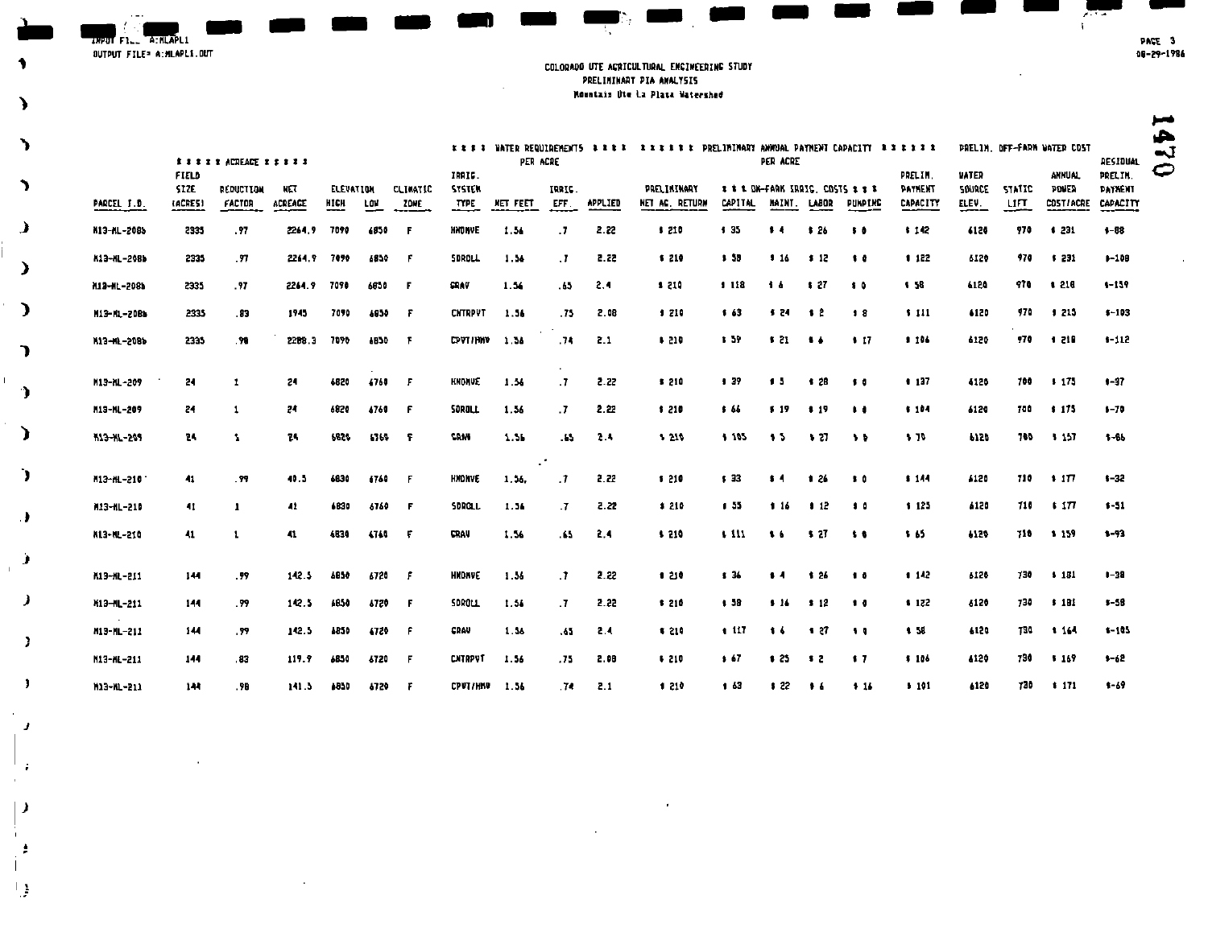INPUT FILE: A:MLAPL1
OUTPUT FILE= A:MLAPL1.OUT

COLORADO UTE AGRICULTURAL ENGINEERING STUDY
PRELIMINARY PIA ANALYSIS
Mountain Ute La Plata Watershed

1470

| | * * * * * ACREAGE * * * * * | | | | | | * * * * WATER REQUIREMENTS * * * * PER ACRE | | | | * * * * * * PRELIMINARY ANNUAL PAYMENT CAPACITY * * * * * * PER ACRE | | | | | | PRELIM. OFF-FARM WATER COST | | | |
|---|---|---|---|---|---|---|---|---|---|---|---|---|---|---|---|---|---|---|---|---|
| | FIELD SIZE | REDUCTION | NET | ELEVATION | | CLIMATIC | IRRIG. SYSTEM | | IRRIG. | | PRELIMINARY | * * * ON-FARM IRRIG. COSTS * * * | | | | PRELIM. PAYMENT | WATER SOURCE | STATIC | ANNUAL POWER | RESIDUAL PRELIM. PAYMENT |
| PARCEL I.D. | (ACRES) | FACTOR | ACREAGE | HIGH | LOW | ZONE | TYPE | NET FEET | EFF. | APPLIED | NET AG. RETURN | CAPITAL | MAINT. | LABOR | PUMPING | CAPACITY | ELEV. | LIFT | COST/ACRE | CAPACITY |
| M13-ML-208b | 2335 | .97 | 2264.9 | 7090 | 6850 | F | HNDMVE | 1.56 | .7 | 2.22 | $ 210 | $ 35 | $ 4 | $ 26 | $ 0 | $ 142 | 6120 | 970 | $ 231 | $-88 |
| M13-ML-208b | 2335 | .97 | 2264.9 | 7090 | 6850 | F | SDROLL | 1.56 | .7 | 2.22 | $ 210 | $ 58 | $ 16 | $ 12 | $ 0 | $ 122 | 6120 | 970 | $ 231 | $-108 |
| M13-ML-208b | 2335 | .97 | 2264.9 | 7090 | 6850 | F | GRAV | 1.56 | .65 | 2.4 | $ 210 | $ 118 | $ 6 | $ 27 | $ 0 | $ 58 | 6120 | 970 | $ 218 | $-159 |
| M13-ML-208b | 2335 | .83 | 1945 | 7090 | 6850 | F | CNTRPVT | 1.56 | .75 | 2.08 | $ 210 | $ 63 | $ 24 | $ 2 | $ 8 | $ 111 | 6120 | 970 | $ 215 | $-103 |
| M13-ML-208b | 2335 | .98 | 2288.3 | 7090 | 6850 | F | CPVT/HMV | 1.56 | .74 | 2.1 | $ 210 | $ 59 | $ 21 | $ 6 | $ 17 | $ 106 | 6120 | 970 | $ 218 | $-112 |
| M13-ML-209 | 24 | 1 | 24 | 6820 | 6760 | F | HNDMVE | 1.56 | .7 | 2.22 | $ 210 | $ 39 | $ 5 | $ 28 | $ 0 | $ 137 | 6120 | 700 | $ 175 | $-37 |
| M13-ML-209 | 24 | 1 | 24 | 6820 | 6760 | F | SDROLL | 1.56 | .7 | 2.22 | $ 210 | $ 66 | $ 19 | $ 19 | $ 0 | $ 104 | 6120 | 700 | $ 175 | $-70 |
| M13-ML-209 | 24 | 1 | 24 | 6820 | 6760 | F | GRAV | 1.56 | .65 | 2.4 | $ 210 | $ 105 | $ 5 | $ 27 | $ 0 | $ 70 | 6120 | 700 | $ 157 | $-86 |
| M13-ML-210 | 41 | .99 | 40.5 | 6830 | 6760 | F | HNDMVE | 1.56 | .7 | 2.22 | $ 210 | $ 33 | $ 4 | $ 26 | $ 0 | $ 144 | 6120 | 710 | $ 177 | $-32 |
| M13-ML-210 | 41 | 1 | 41 | 6830 | 6760 | F | SDROLL | 1.56 | .7 | 2.22 | $ 210 | $ 55 | $ 16 | $ 12 | $ 0 | $ 125 | 6120 | 710 | $ 177 | $-51 |
| M13-ML-210 | 41 | 1 | 41 | 6830 | 6760 | F | GRAV | 1.56 | .65 | 2.4 | $ 210 | $ 111 | $ 6 | $ 27 | $ 0 | $ 65 | 6120 | 710 | $ 159 | $-93 |
| M13-ML-211 | 144 | .99 | 142.5 | 6850 | 6720 | F | HNDMVE | 1.56 | .7 | 2.22 | $ 210 | $ 36 | $ 4 | $ 26 | $ 0 | $ 142 | 6120 | 730 | $ 181 | $-38 |
| M13-ML-211 | 144 | .99 | 142.5 | 6850 | 6720 | F | SDROLL | 1.56 | .7 | 2.22 | $ 210 | $ 58 | $ 16 | $ 12 | $ 0 | $ 122 | 6120 | 730 | $ 181 | $-58 |
| M13-ML-211 | 144 | .99 | 142.5 | 6850 | 6720 | F | GRAV | 1.56 | .65 | 2.4 | $ 210 | $ 117 | $ 6 | $ 27 | $ 0 | $ 58 | 6120 | 730 | $ 164 | $-105 |
| M13-ML-211 | 144 | .83 | 119.9 | 6850 | 6720 | F | CNTRPVT | 1.56 | .75 | 2.08 | $ 210 | $ 67 | $ 25 | $ 2 | $ 7 | $ 106 | 6120 | 730 | $ 169 | $-62 |
| M13-ML-211 | 144 | .98 | 141.5 | 6850 | 6720 | F | CPVT/HMV | 1.56 | .74 | 2.1 | $ 210 | $ 63 | $ 22 | $ 6 | $ 16 | $ 101 | 6120 | 730 | $ 171 | $-69 |